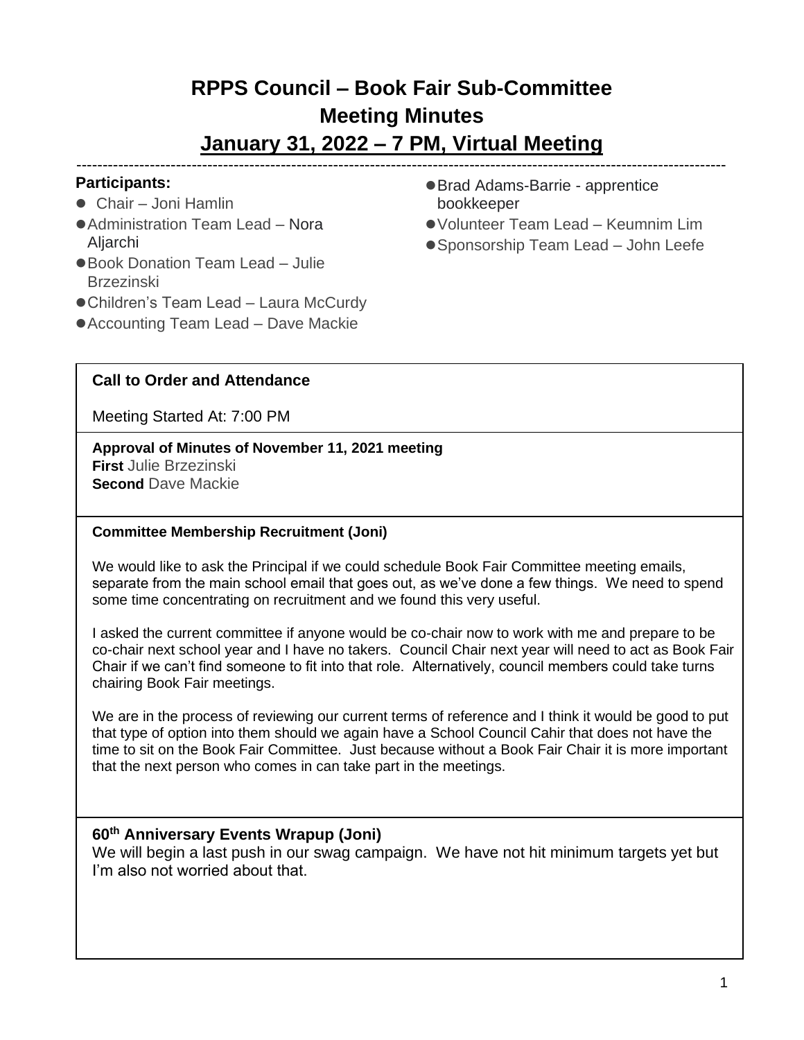# RPPS Council – Book Fair Sub-Committee
# Meeting Minutes
## January 31, 2022 – 7 PM, Virtual Meeting

---

**Participants:**

- Chair – Joni Hamlin
- Administration Team Lead – Nora Aljarchi
- Book Donation Team Lead – Julie Brzezinski
- Children's Team Lead – Laura McCurdy
- Accounting Team Lead – Dave Mackie
- Brad Adams-Barrie - apprentice bookkeeper
- Volunteer Team Lead – Keumnim Lim
- Sponsorship Team Lead – John Leefe

**Call to Order and Attendance**

Meeting Started At: 7:00 PM

**Approval of Minutes of November 11, 2021 meeting**
**First** Julie Brzezinski
**Second** Dave Mackie

**Committee Membership Recruitment (Joni)**

We would like to ask the Principal if we could schedule Book Fair Committee meeting emails, separate from the main school email that goes out, as we've done a few things. We need to spend some time concentrating on recruitment and we found this very useful.

I asked the current committee if anyone would be co-chair now to work with me and prepare to be co-chair next school year and I have no takers. Council Chair next year will need to act as Book Fair Chair if we can't find someone to fit into that role. Alternatively, council members could take turns chairing Book Fair meetings.

We are in the process of reviewing our current terms of reference and I think it would be good to put that type of option into them should we again have a School Council Cahir that does not have the time to sit on the Book Fair Committee. Just because without a Book Fair Chair it is more important that the next person who comes in can take part in the meetings.

**60th Anniversary Events Wrapup (Joni)**

We will begin a last push in our swag campaign. We have not hit minimum targets yet but I'm also not worried about that.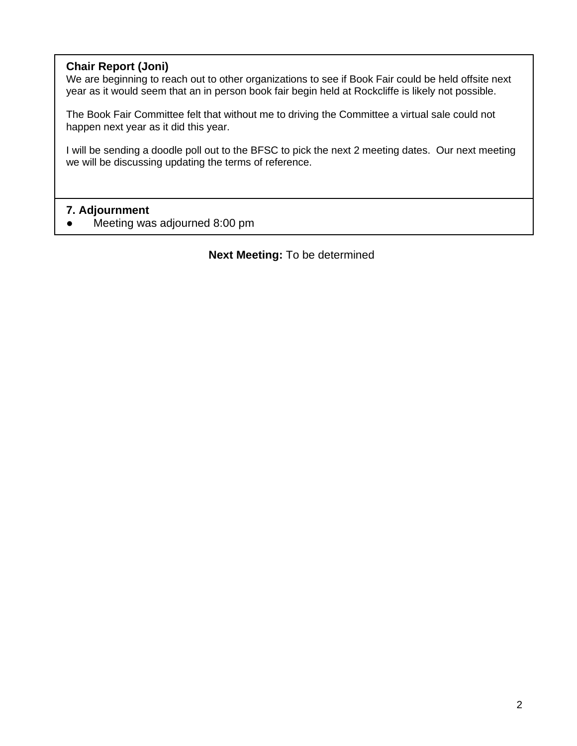**Chair Report (Joni)**

We are beginning to reach out to other organizations to see if Book Fair could be held offsite next year as it would seem that an in person book fair begin held at Rockcliffe is likely not possible.

The Book Fair Committee felt that without me to driving the Committee a virtual sale could not happen next year as it did this year.

I will be sending a doodle poll out to the BFSC to pick the next 2 meeting dates. Our next meeting we will be discussing updating the terms of reference.

**7. Adjournment**

- Meeting was adjourned 8:00 pm

**Next Meeting:** To be determined